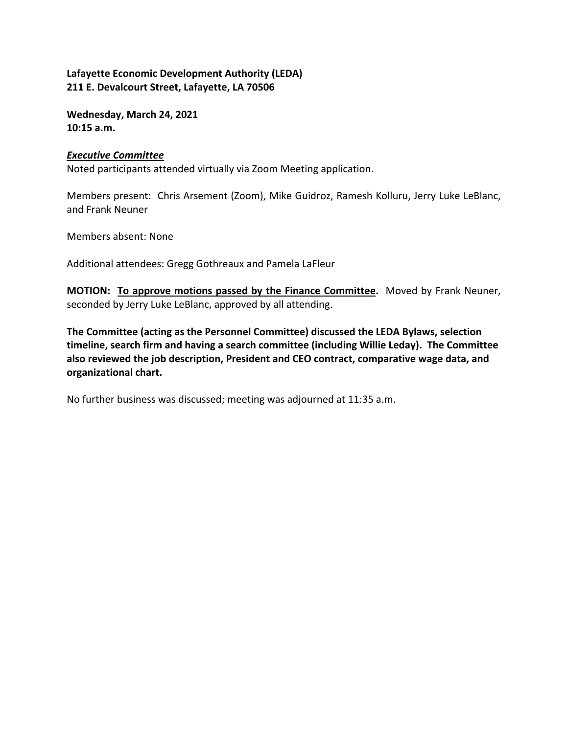**Lafayette Economic Development Authority (LEDA)**
**211 E. Devalcourt Street, Lafayette, LA 70506**

**Wednesday, March 24, 2021**
**10:15 a.m.**

***Executive Committee***

Noted participants attended virtually via Zoom Meeting application.

Members present: Chris Arsement (Zoom), Mike Guidroz, Ramesh Kolluru, Jerry Luke LeBlanc, and Frank Neuner

Members absent: None

Additional attendees: Gregg Gothreaux and Pamela LaFleur

**MOTION: To approve motions passed by the Finance Committee.** Moved by Frank Neuner, seconded by Jerry Luke LeBlanc, approved by all attending.

**The Committee (acting as the Personnel Committee) discussed the LEDA Bylaws, selection timeline, search firm and having a search committee (including Willie Leday). The Committee also reviewed the job description, President and CEO contract, comparative wage data, and organizational chart.**

No further business was discussed; meeting was adjourned at 11:35 a.m.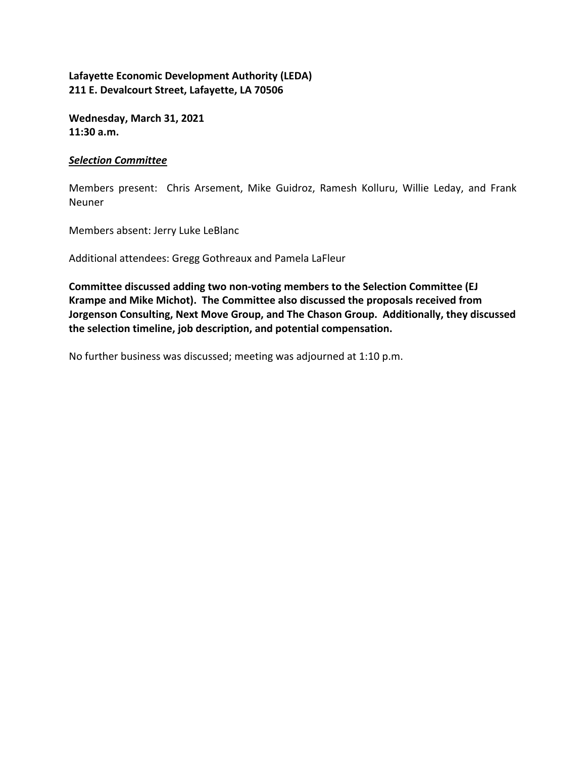**Lafayette Economic Development Authority (LEDA)**
**211 E. Devalcourt Street, Lafayette, LA 70506**

**Wednesday, March 31, 2021**
**11:30 a.m.**

***Selection Committee***

Members present: Chris Arsement, Mike Guidroz, Ramesh Kolluru, Willie Leday, and Frank Neuner

Members absent: Jerry Luke LeBlanc

Additional attendees: Gregg Gothreaux and Pamela LaFleur

**Committee discussed adding two non-voting members to the Selection Committee (EJ Krampe and Mike Michot). The Committee also discussed the proposals received from Jorgenson Consulting, Next Move Group, and The Chason Group. Additionally, they discussed the selection timeline, job description, and potential compensation.**

No further business was discussed; meeting was adjourned at 1:10 p.m.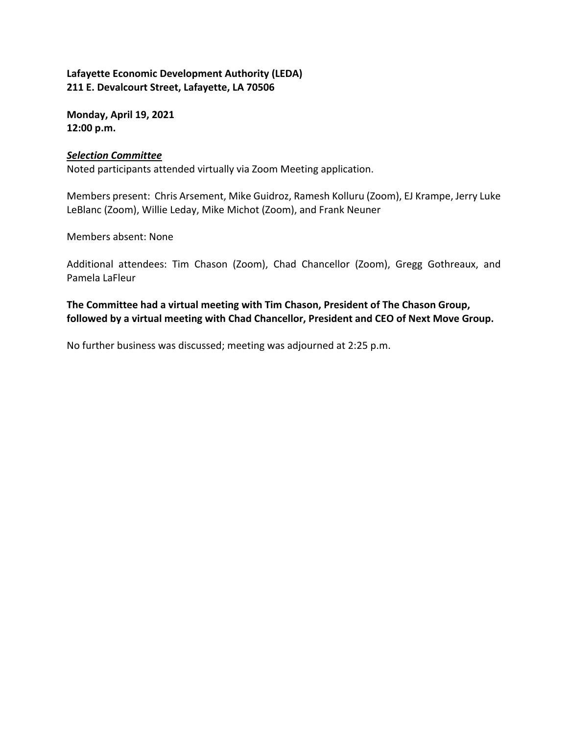**Lafayette Economic Development Authority (LEDA)**
**211 E. Devalcourt Street, Lafayette, LA 70506**

**Monday, April 19, 2021**
**12:00 p.m.**

***Selection Committee***

Noted participants attended virtually via Zoom Meeting application.

Members present: Chris Arsement, Mike Guidroz, Ramesh Kolluru (Zoom), EJ Krampe, Jerry Luke LeBlanc (Zoom), Willie Leday, Mike Michot (Zoom), and Frank Neuner

Members absent: None

Additional attendees: Tim Chason (Zoom), Chad Chancellor (Zoom), Gregg Gothreaux, and Pamela LaFleur

**The Committee had a virtual meeting with Tim Chason, President of The Chason Group, followed by a virtual meeting with Chad Chancellor, President and CEO of Next Move Group.**

No further business was discussed; meeting was adjourned at 2:25 p.m.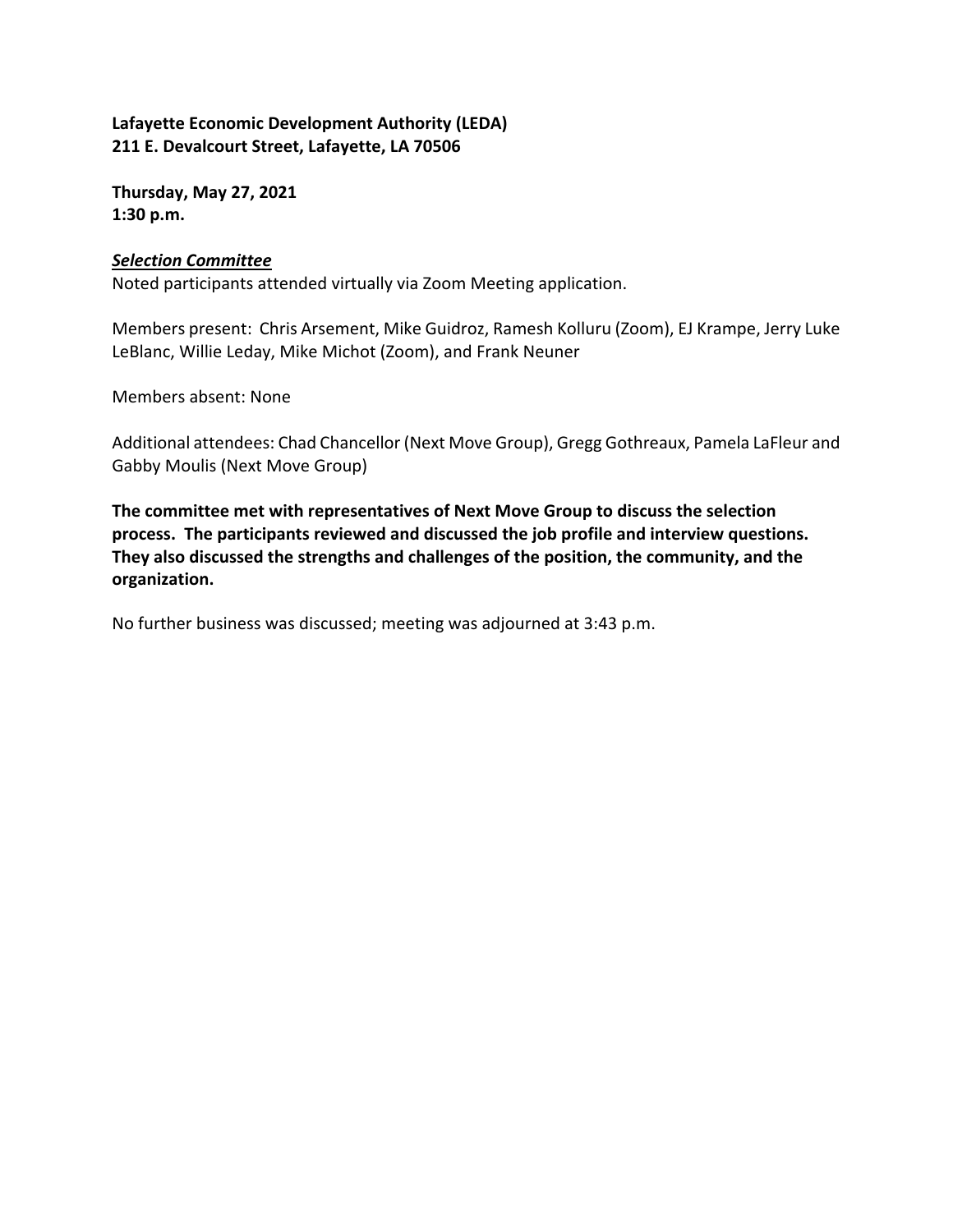**Lafayette Economic Development Authority (LEDA)**
**211 E. Devalcourt Street, Lafayette, LA 70506**

**Thursday, May 27, 2021**
**1:30 p.m.**

***Selection Committee***

Noted participants attended virtually via Zoom Meeting application.

Members present: Chris Arsement, Mike Guidroz, Ramesh Kolluru (Zoom), EJ Krampe, Jerry Luke LeBlanc, Willie Leday, Mike Michot (Zoom), and Frank Neuner

Members absent: None

Additional attendees: Chad Chancellor (Next Move Group), Gregg Gothreaux, Pamela LaFleur and Gabby Moulis (Next Move Group)

**The committee met with representatives of Next Move Group to discuss the selection process. The participants reviewed and discussed the job profile and interview questions. They also discussed the strengths and challenges of the position, the community, and the organization.**

No further business was discussed; meeting was adjourned at 3:43 p.m.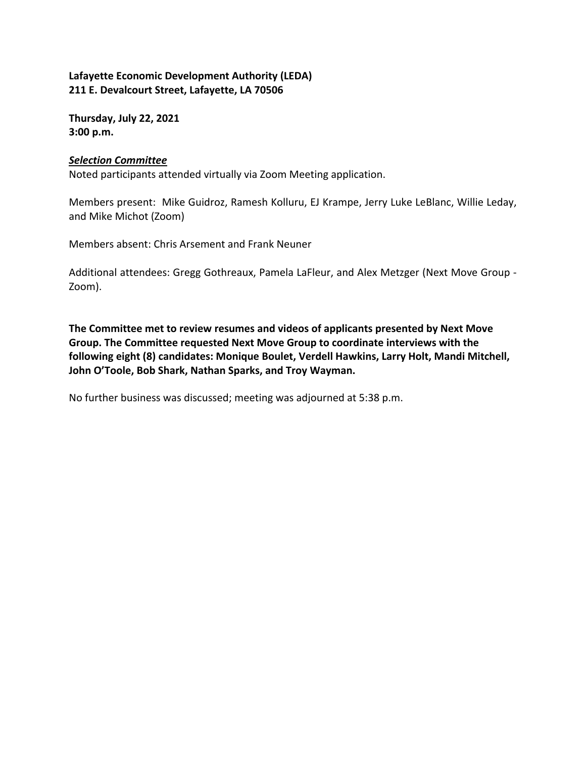**Lafayette Economic Development Authority (LEDA)**
**211 E. Devalcourt Street, Lafayette, LA 70506**

**Thursday, July 22, 2021**
**3:00 p.m.**

***Selection Committee***

Noted participants attended virtually via Zoom Meeting application.

Members present: Mike Guidroz, Ramesh Kolluru, EJ Krampe, Jerry Luke LeBlanc, Willie Leday, and Mike Michot (Zoom)

Members absent: Chris Arsement and Frank Neuner

Additional attendees: Gregg Gothreaux, Pamela LaFleur, and Alex Metzger (Next Move Group - Zoom).

**The Committee met to review resumes and videos of applicants presented by Next Move Group. The Committee requested Next Move Group to coordinate interviews with the following eight (8) candidates: Monique Boulet, Verdell Hawkins, Larry Holt, Mandi Mitchell, John O'Toole, Bob Shark, Nathan Sparks, and Troy Wayman.**

No further business was discussed; meeting was adjourned at 5:38 p.m.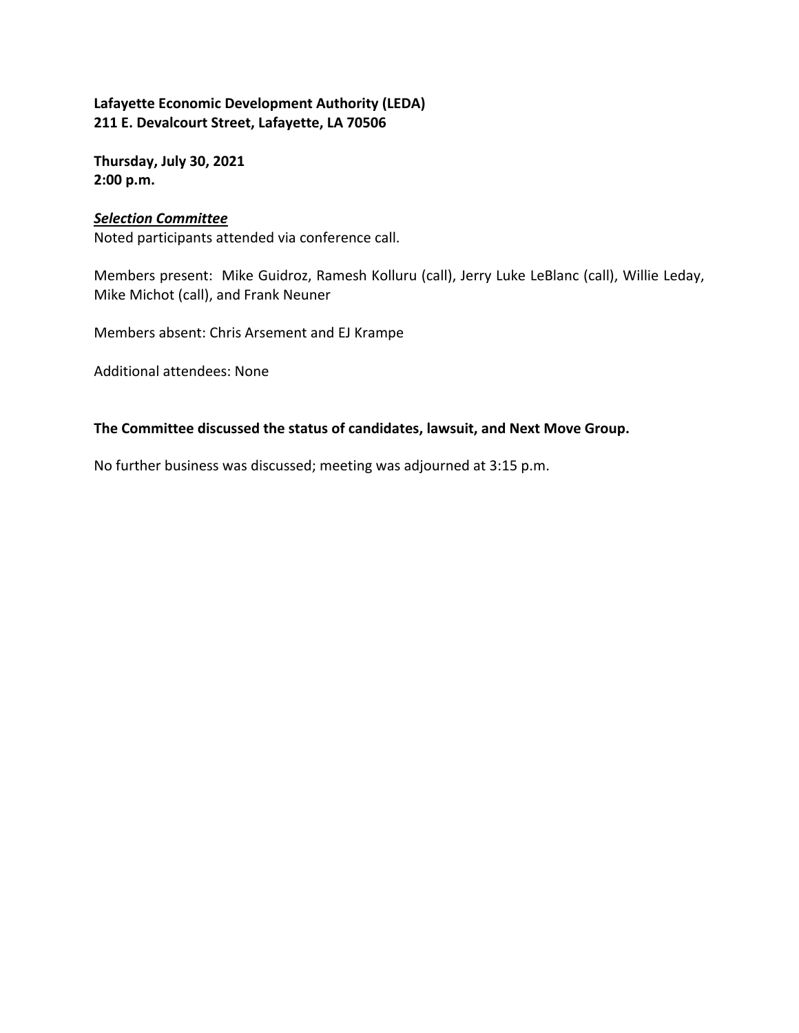**Lafayette Economic Development Authority (LEDA)**
**211 E. Devalcourt Street, Lafayette, LA 70506**

**Thursday, July 30, 2021**
**2:00 p.m.**

***Selection Committee***

Noted participants attended via conference call.

Members present: Mike Guidroz, Ramesh Kolluru (call), Jerry Luke LeBlanc (call), Willie Leday, Mike Michot (call), and Frank Neuner

Members absent: Chris Arsement and EJ Krampe

Additional attendees: None

**The Committee discussed the status of candidates, lawsuit, and Next Move Group.**

No further business was discussed; meeting was adjourned at 3:15 p.m.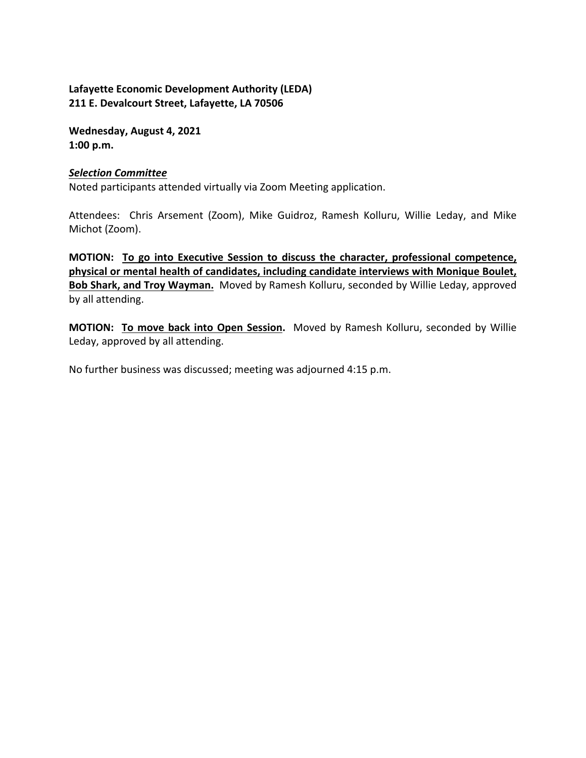**Lafayette Economic Development Authority (LEDA)**
**211 E. Devalcourt Street, Lafayette, LA 70506**

**Wednesday, August 4, 2021**
**1:00 p.m.**

***Selection Committee***
Noted participants attended virtually via Zoom Meeting application.

Attendees: Chris Arsement (Zoom), Mike Guidroz, Ramesh Kolluru, Willie Leday, and Mike Michot (Zoom).

**MOTION: To go into Executive Session to discuss the character, professional competence, physical or mental health of candidates, including candidate interviews with Monique Boulet, Bob Shark, and Troy Wayman.** Moved by Ramesh Kolluru, seconded by Willie Leday, approved by all attending.

**MOTION: To move back into Open Session.** Moved by Ramesh Kolluru, seconded by Willie Leday, approved by all attending.

No further business was discussed; meeting was adjourned 4:15 p.m.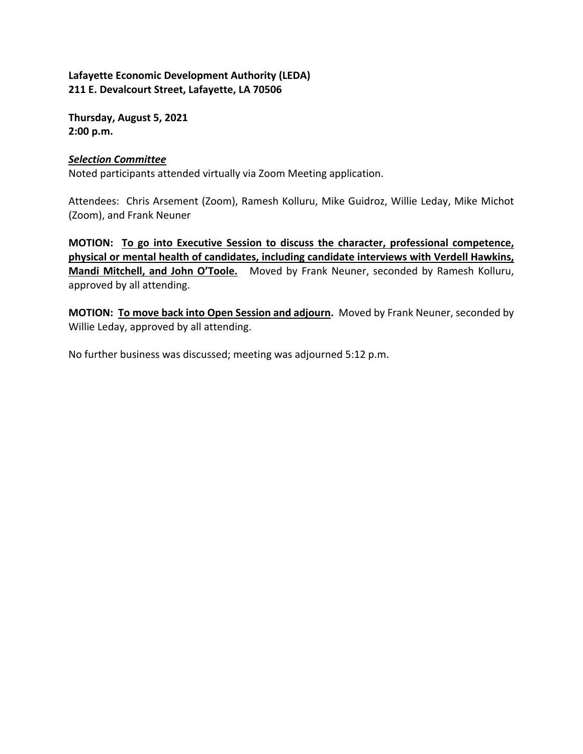**Lafayette Economic Development Authority (LEDA)**
**211 E. Devalcourt Street, Lafayette, LA 70506**

**Thursday, August 5, 2021**
**2:00 p.m.**

***Selection Committee***
Noted participants attended virtually via Zoom Meeting application.

Attendees: Chris Arsement (Zoom), Ramesh Kolluru, Mike Guidroz, Willie Leday, Mike Michot (Zoom), and Frank Neuner

**MOTION: To go into Executive Session to discuss the character, professional competence, physical or mental health of candidates, including candidate interviews with Verdell Hawkins, Mandi Mitchell, and John O'Toole.** Moved by Frank Neuner, seconded by Ramesh Kolluru, approved by all attending.

**MOTION: To move back into Open Session and adjourn.** Moved by Frank Neuner, seconded by Willie Leday, approved by all attending.

No further business was discussed; meeting was adjourned 5:12 p.m.